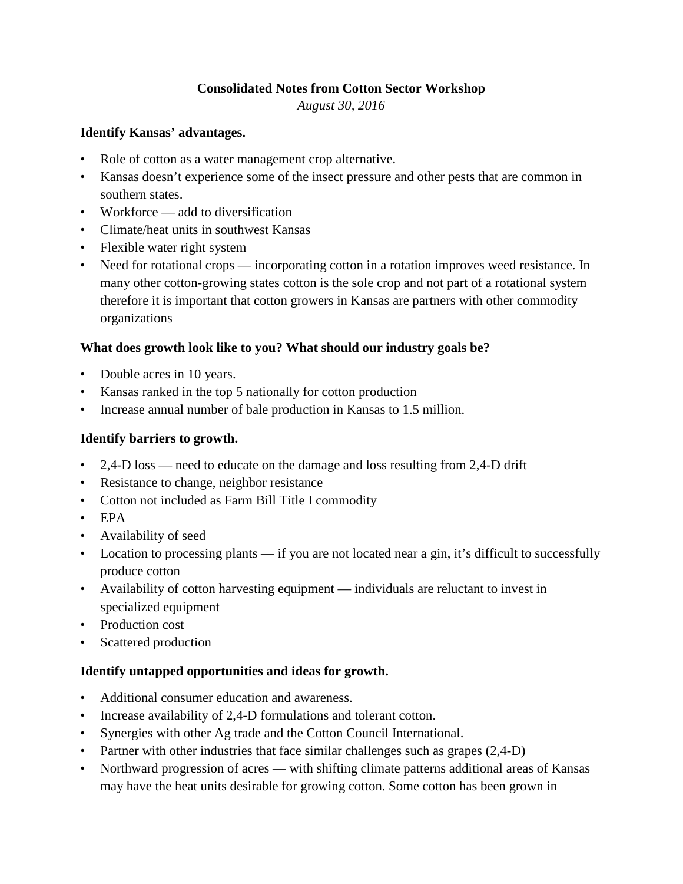**Consolidated Notes from Cotton Sector Workshop**

*August 30, 2016*

**Identify Kansas' advantages.**

- Role of cotton as a water management crop alternative.
- Kansas doesn't experience some of the insect pressure and other pests that are common in southern states.
- Workforce — add to diversification
- Climate/heat units in southwest Kansas
- Flexible water right system
- Need for rotational crops — incorporating cotton in a rotation improves weed resistance. In many other cotton-growing states cotton is the sole crop and not part of a rotational system therefore it is important that cotton growers in Kansas are partners with other commodity organizations

**What does growth look like to you? What should our industry goals be?**

- Double acres in 10 years.
- Kansas ranked in the top 5 nationally for cotton production
- Increase annual number of bale production in Kansas to 1.5 million.

**Identify barriers to growth.**

- 2,4-D loss — need to educate on the damage and loss resulting from 2,4-D drift
- Resistance to change, neighbor resistance
- Cotton not included as Farm Bill Title I commodity
- EPA
- Availability of seed
- Location to processing plants — if you are not located near a gin, it's difficult to successfully produce cotton
- Availability of cotton harvesting equipment — individuals are reluctant to invest in specialized equipment
- Production cost
- Scattered production

**Identify untapped opportunities and ideas for growth.**

- Additional consumer education and awareness.
- Increase availability of 2,4-D formulations and tolerant cotton.
- Synergies with other Ag trade and the Cotton Council International.
- Partner with other industries that face similar challenges such as grapes (2,4-D)
- Northward progression of acres — with shifting climate patterns additional areas of Kansas may have the heat units desirable for growing cotton. Some cotton has been grown in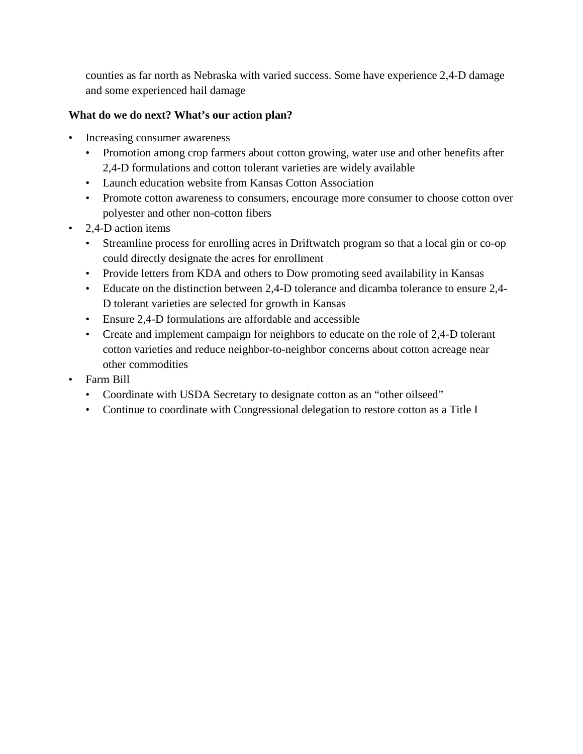counties as far north as Nebraska with varied success. Some have experience 2,4-D damage and some experienced hail damage

**What do we do next? What's our action plan?**

- Increasing consumer awareness
  - Promotion among crop farmers about cotton growing, water use and other benefits after 2,4-D formulations and cotton tolerant varieties are widely available
  - Launch education website from Kansas Cotton Association
  - Promote cotton awareness to consumers, encourage more consumer to choose cotton over polyester and other non-cotton fibers
- 2,4-D action items
  - Streamline process for enrolling acres in Driftwatch program so that a local gin or co-op could directly designate the acres for enrollment
  - Provide letters from KDA and others to Dow promoting seed availability in Kansas
  - Educate on the distinction between 2,4-D tolerance and dicamba tolerance to ensure 2,4-D tolerant varieties are selected for growth in Kansas
  - Ensure 2,4-D formulations are affordable and accessible
  - Create and implement campaign for neighbors to educate on the role of 2,4-D tolerant cotton varieties and reduce neighbor-to-neighbor concerns about cotton acreage near other commodities
- Farm Bill
  - Coordinate with USDA Secretary to designate cotton as an "other oilseed"
  - Continue to coordinate with Congressional delegation to restore cotton as a Title I